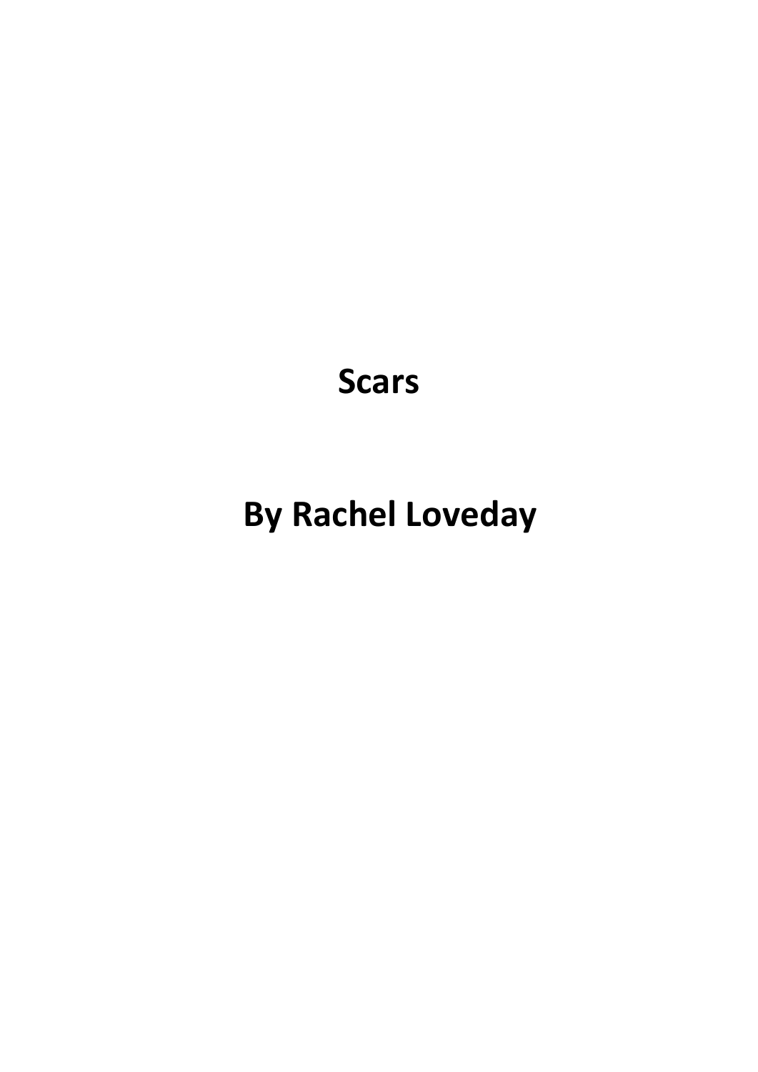# Scars

## By Rachel Loveday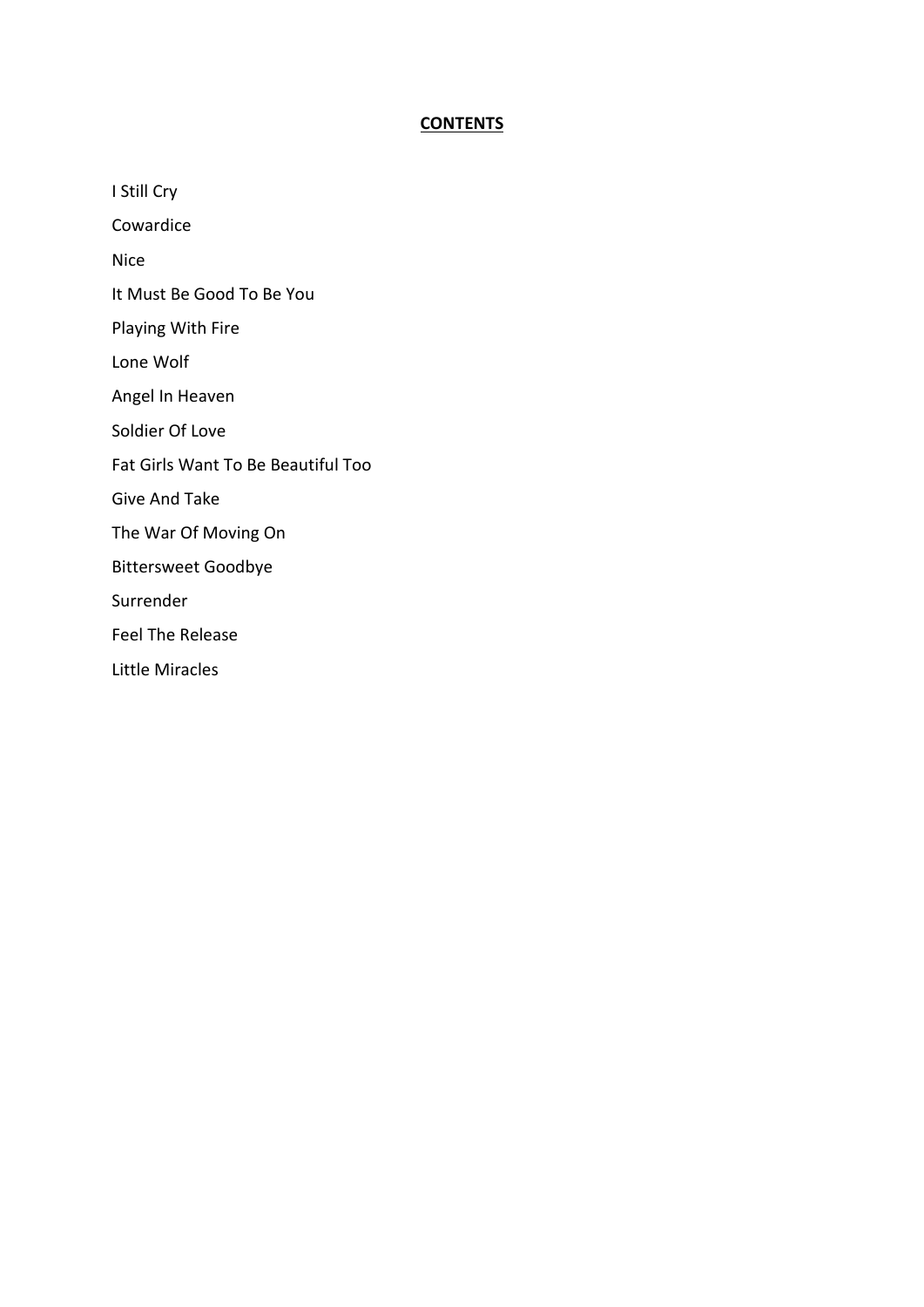# **CONTENTS**

I Still Cry

Cowardice

Nice

It Must Be Good To Be You

Playing With Fire

Lone Wolf

Angel In Heaven

Soldier Of Love

Fat Girls Want To Be Beautiful Too

Give And Take

The War Of Moving On

Bittersweet Goodbye

Surrender

Feel The Release

Little Miracles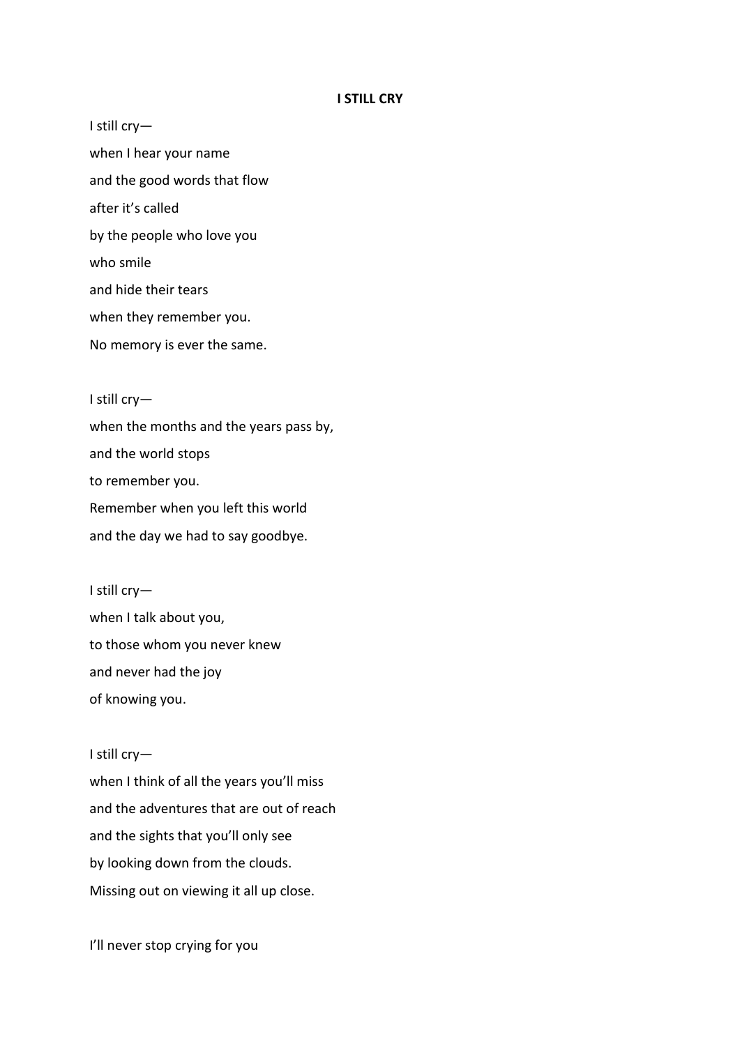**I STILL CRY**

I still cry—  
when I hear your name  
and the good words that flow  
after it's called  
by the people who love you  
who smile  
and hide their tears  
when they remember you.  
No memory is ever the same.

I still cry—  
when the months and the years pass by,  
and the world stops  
to remember you.  
Remember when you left this world  
and the day we had to say goodbye.

I still cry—  
when I talk about you,  
to those whom you never knew  
and never had the joy  
of knowing you.

I still cry—  
when I think of all the years you'll miss  
and the adventures that are out of reach  
and the sights that you'll only see  
by looking down from the clouds.  
Missing out on viewing it all up close.

I'll never stop crying for you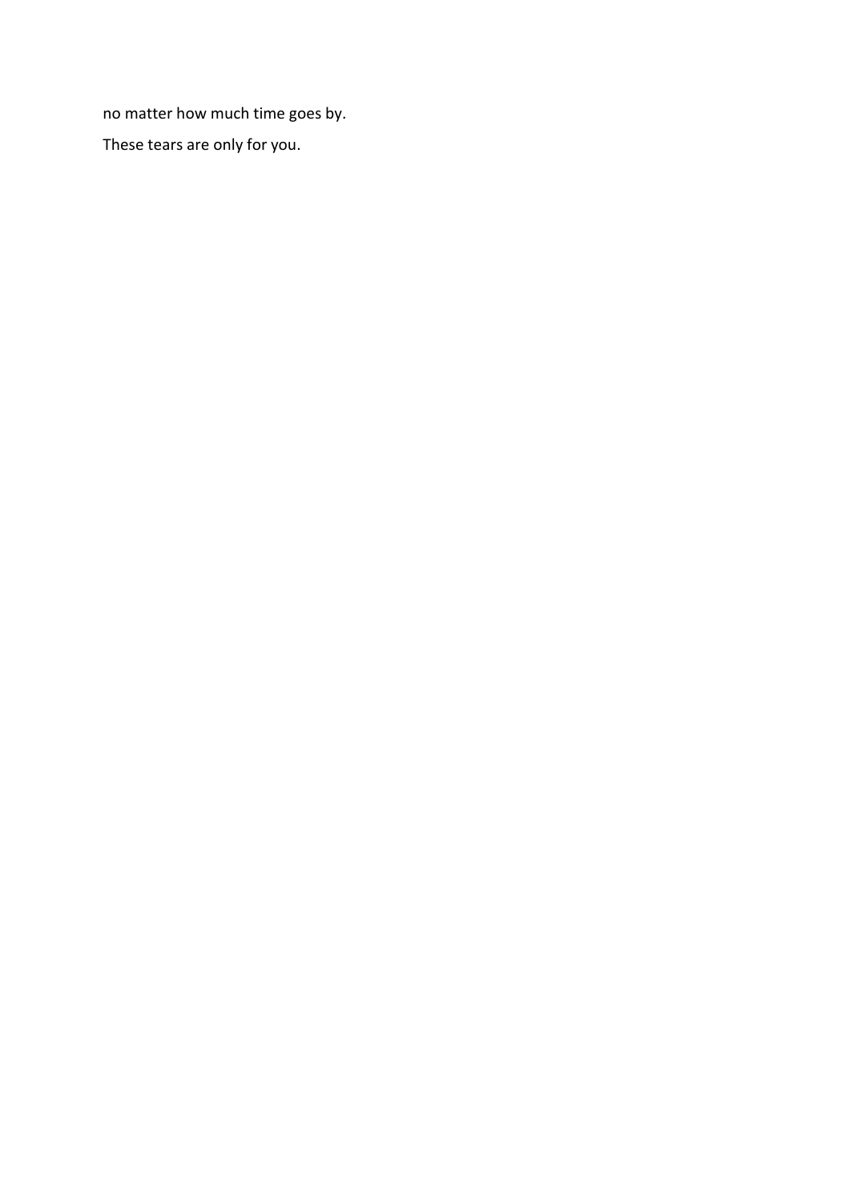no matter how much time goes by.

These tears are only for you.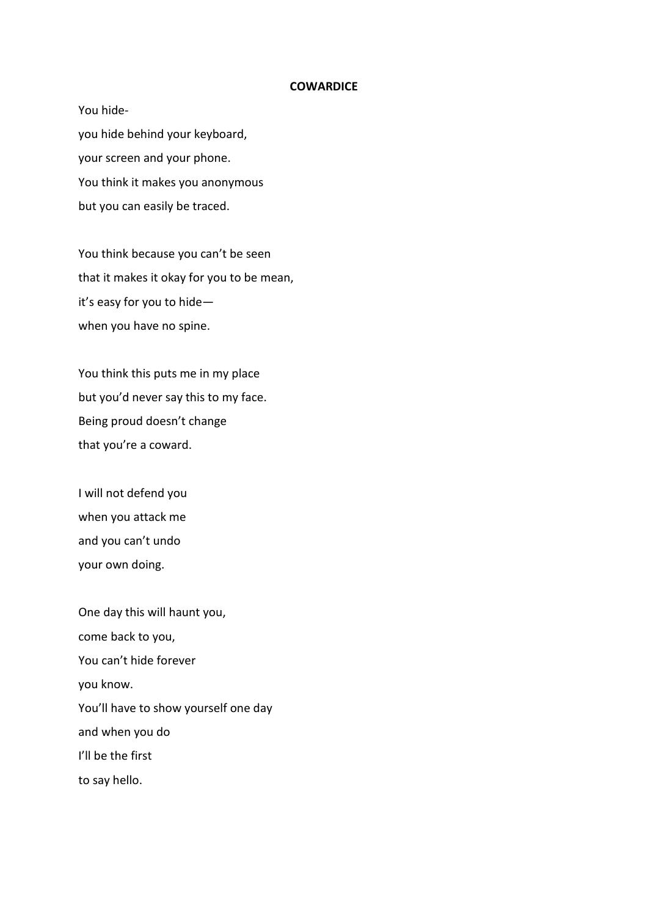**COWARDICE**

You hide-  
you hide behind your keyboard,  
your screen and your phone.  
You think it makes you anonymous  
but you can easily be traced.

You think because you can't be seen  
that it makes it okay for you to be mean,  
it's easy for you to hide—  
when you have no spine.

You think this puts me in my place  
but you'd never say this to my face.  
Being proud doesn't change  
that you're a coward.

I will not defend you  
when you attack me  
and you can't undo  
your own doing.

One day this will haunt you,  
come back to you,  
You can't hide forever  
you know.  
You'll have to show yourself one day  
and when you do  
I'll be the first  
to say hello.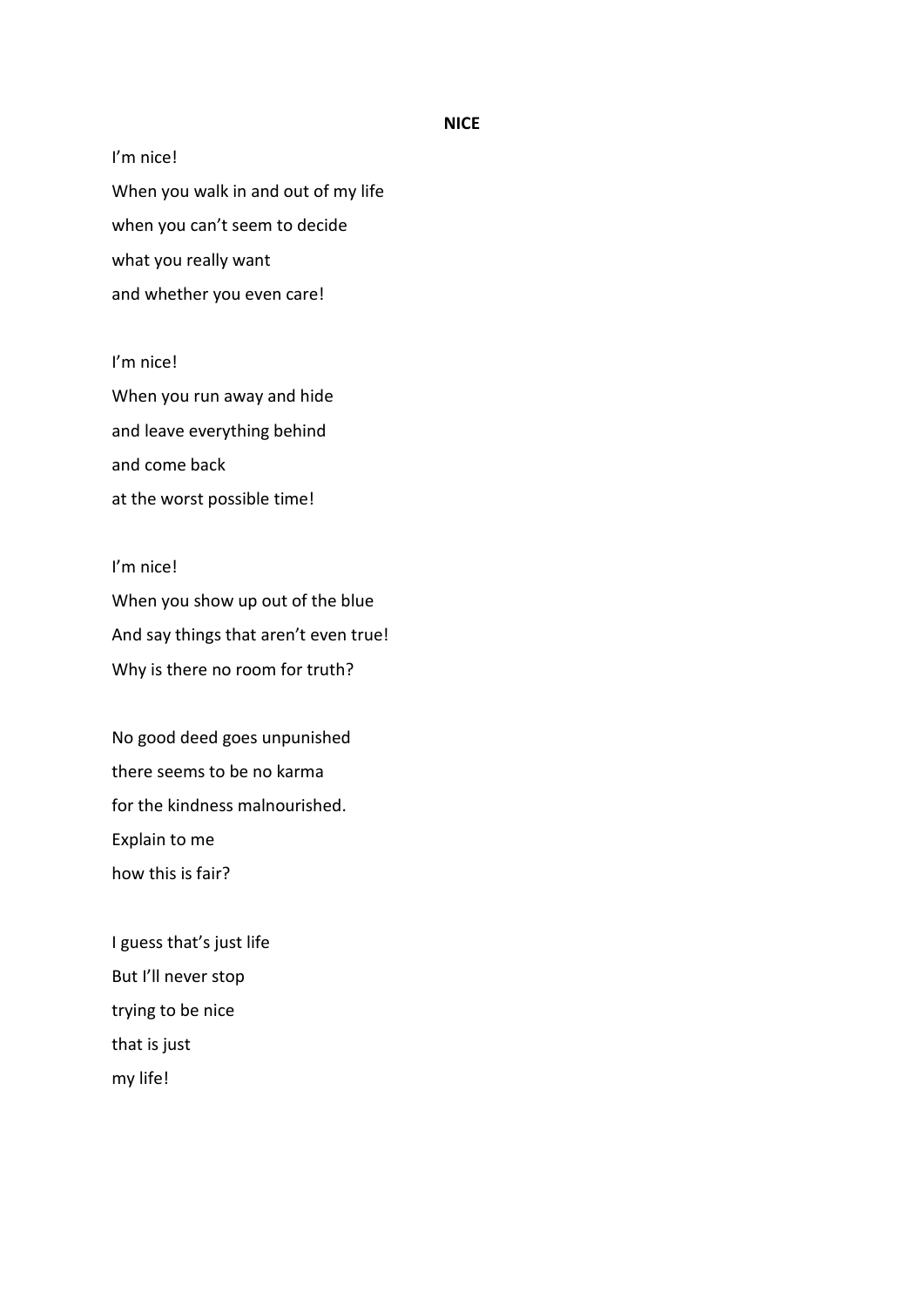**NICE**

I'm nice!
When you walk in and out of my life
when you can't seem to decide
what you really want
and whether you even care!

I'm nice!
When you run away and hide
and leave everything behind
and come back
at the worst possible time!

I'm nice!
When you show up out of the blue
And say things that aren't even true!
Why is there no room for truth?

No good deed goes unpunished
there seems to be no karma
for the kindness malnourished.
Explain to me
how this is fair?

I guess that's just life
But I'll never stop
trying to be nice
that is just
my life!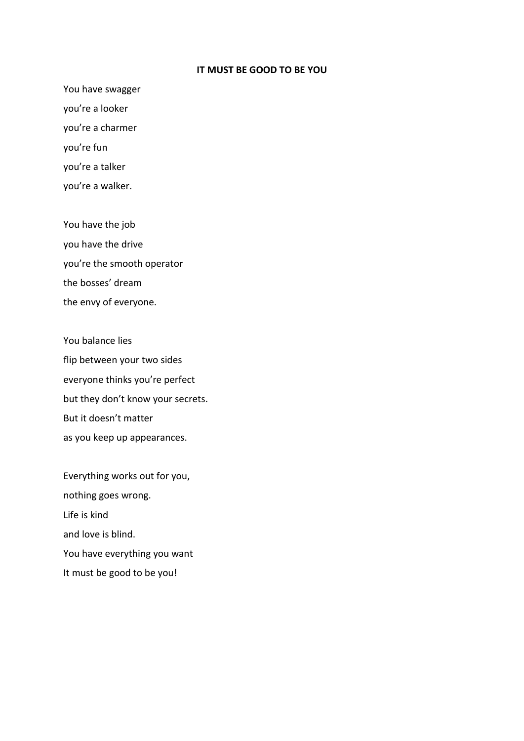**IT MUST BE GOOD TO BE YOU**

You have swagger

you're a looker

you're a charmer

you're fun

you're a talker

you're a walker.

You have the job

you have the drive

you're the smooth operator

the bosses' dream

the envy of everyone.

You balance lies

flip between your two sides

everyone thinks you're perfect

but they don't know your secrets.

But it doesn't matter

as you keep up appearances.

Everything works out for you,

nothing goes wrong.

Life is kind

and love is blind.

You have everything you want

It must be good to be you!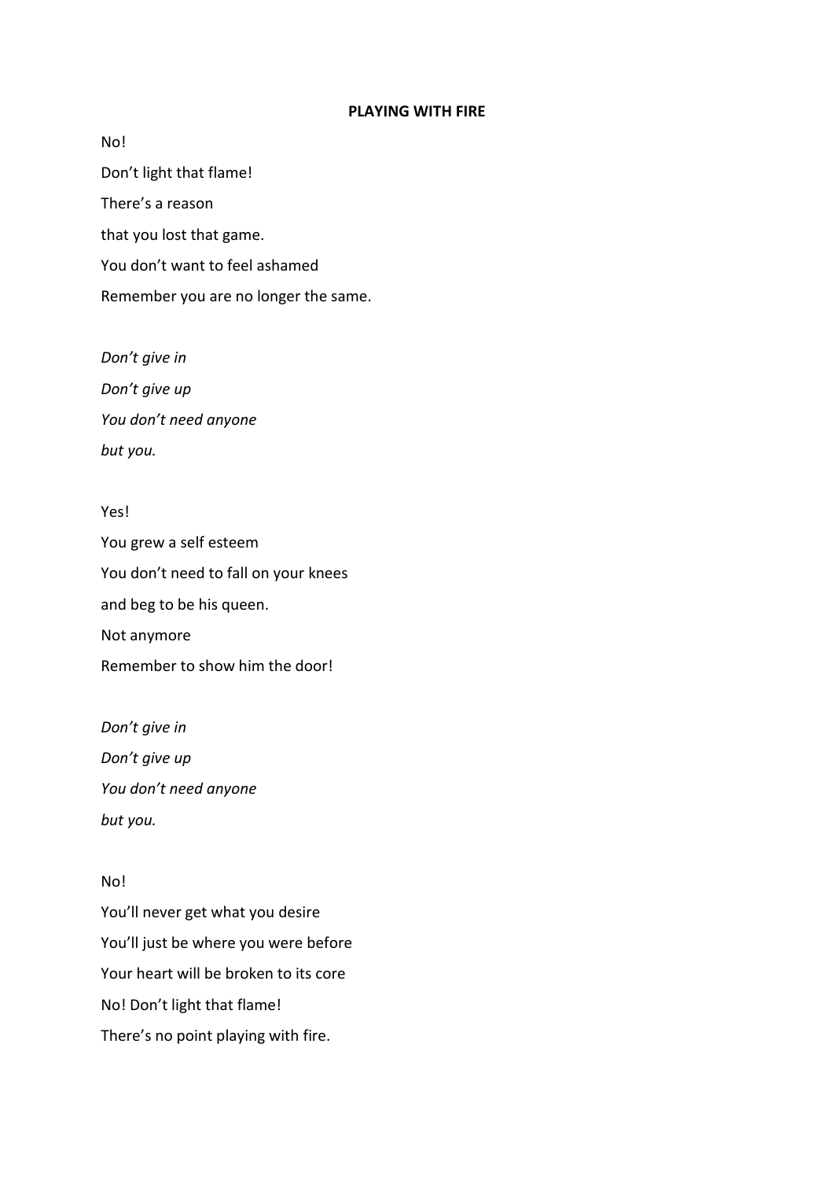**PLAYING WITH FIRE**

No!

Don't light that flame!

There's a reason

that you lost that game.

You don't want to feel ashamed

Remember you are no longer the same.

*Don't give in*

*Don't give up*

*You don't need anyone*

*but you.*

Yes!

You grew a self esteem

You don't need to fall on your knees

and beg to be his queen.

Not anymore

Remember to show him the door!

*Don't give in*

*Don't give up*

*You don't need anyone*

*but you.*

No!

You'll never get what you desire

You'll just be where you were before

Your heart will be broken to its core

No! Don't light that flame!

There's no point playing with fire.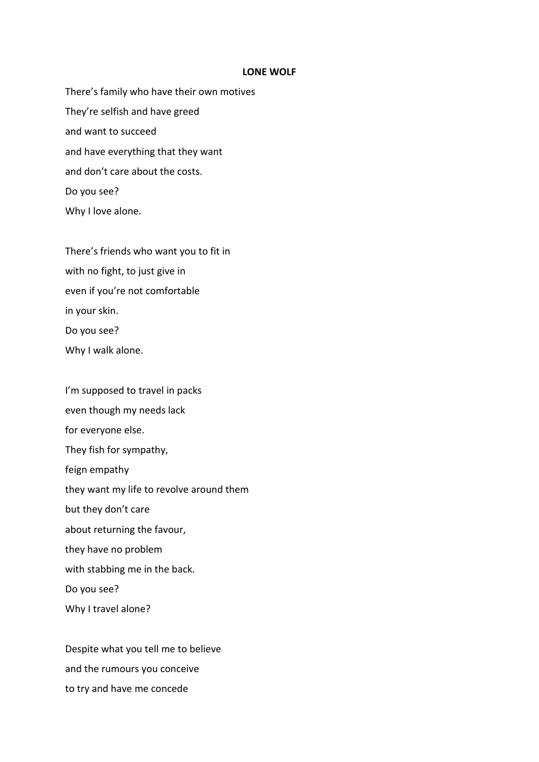**LONE WOLF**

There's family who have their own motives
They're selfish and have greed
and want to succeed
and have everything that they want
and don't care about the costs.
Do you see?
Why I love alone.

There's friends who want you to fit in
with no fight, to just give in
even if you're not comfortable
in your skin.
Do you see?
Why I walk alone.

I'm supposed to travel in packs
even though my needs lack
for everyone else.
They fish for sympathy,
feign empathy
they want my life to revolve around them
but they don't care
about returning the favour,
they have no problem
with stabbing me in the back.
Do you see?
Why I travel alone?

Despite what you tell me to believe
and the rumours you conceive
to try and have me concede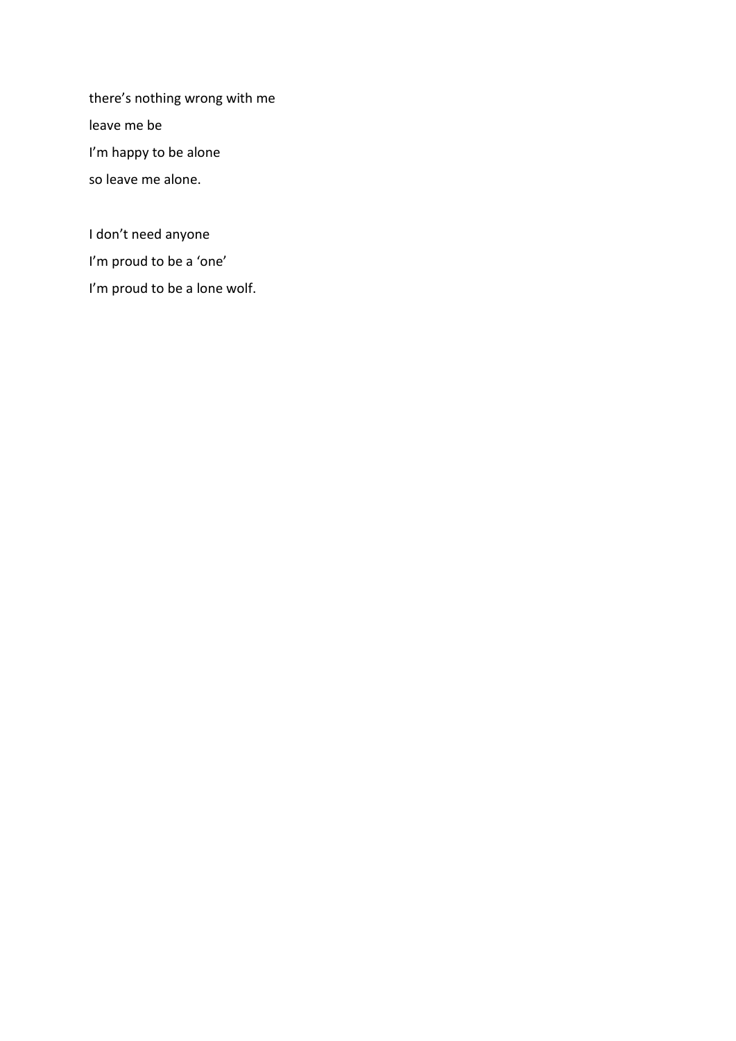there's nothing wrong with me  
leave me be  
I'm happy to be alone  
so leave me alone.

I don't need anyone  
I'm proud to be a 'one'  
I'm proud to be a lone wolf.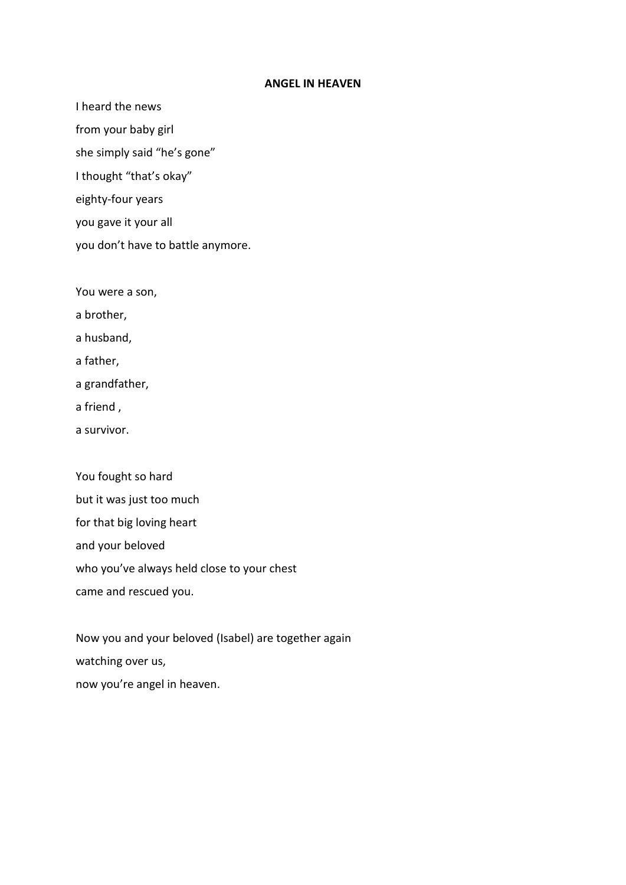**ANGEL IN HEAVEN**

I heard the news  
from your baby girl  
she simply said "he's gone"  
I thought "that's okay"  
eighty-four years  
you gave it your all  
you don't have to battle anymore.

You were a son,  
a brother,  
a husband,  
a father,  
a grandfather,  
a friend ,  
a survivor.

You fought so hard  
but it was just too much  
for that big loving heart  
and your beloved  
who you've always held close to your chest  
came and rescued you.

Now you and your beloved (Isabel) are together again  
watching over us,  
now you're angel in heaven.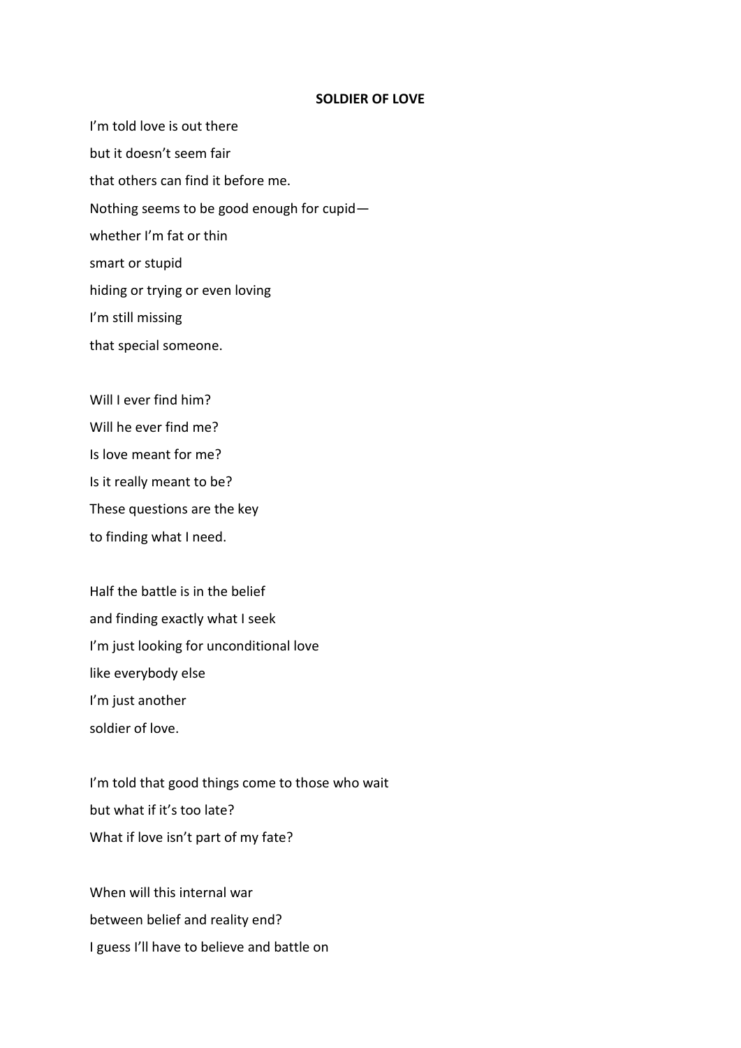**SOLDIER OF LOVE**

I'm told love is out there  
but it doesn't seem fair  
that others can find it before me.  
Nothing seems to be good enough for cupid—  
whether I'm fat or thin  
smart or stupid  
hiding or trying or even loving  
I'm still missing  
that special someone.

Will I ever find him?  
Will he ever find me?  
Is love meant for me?  
Is it really meant to be?  
These questions are the key  
to finding what I need.

Half the battle is in the belief  
and finding exactly what I seek  
I'm just looking for unconditional love  
like everybody else  
I'm just another  
soldier of love.

I'm told that good things come to those who wait  
but what if it's too late?  
What if love isn't part of my fate?

When will this internal war  
between belief and reality end?  
I guess I'll have to believe and battle on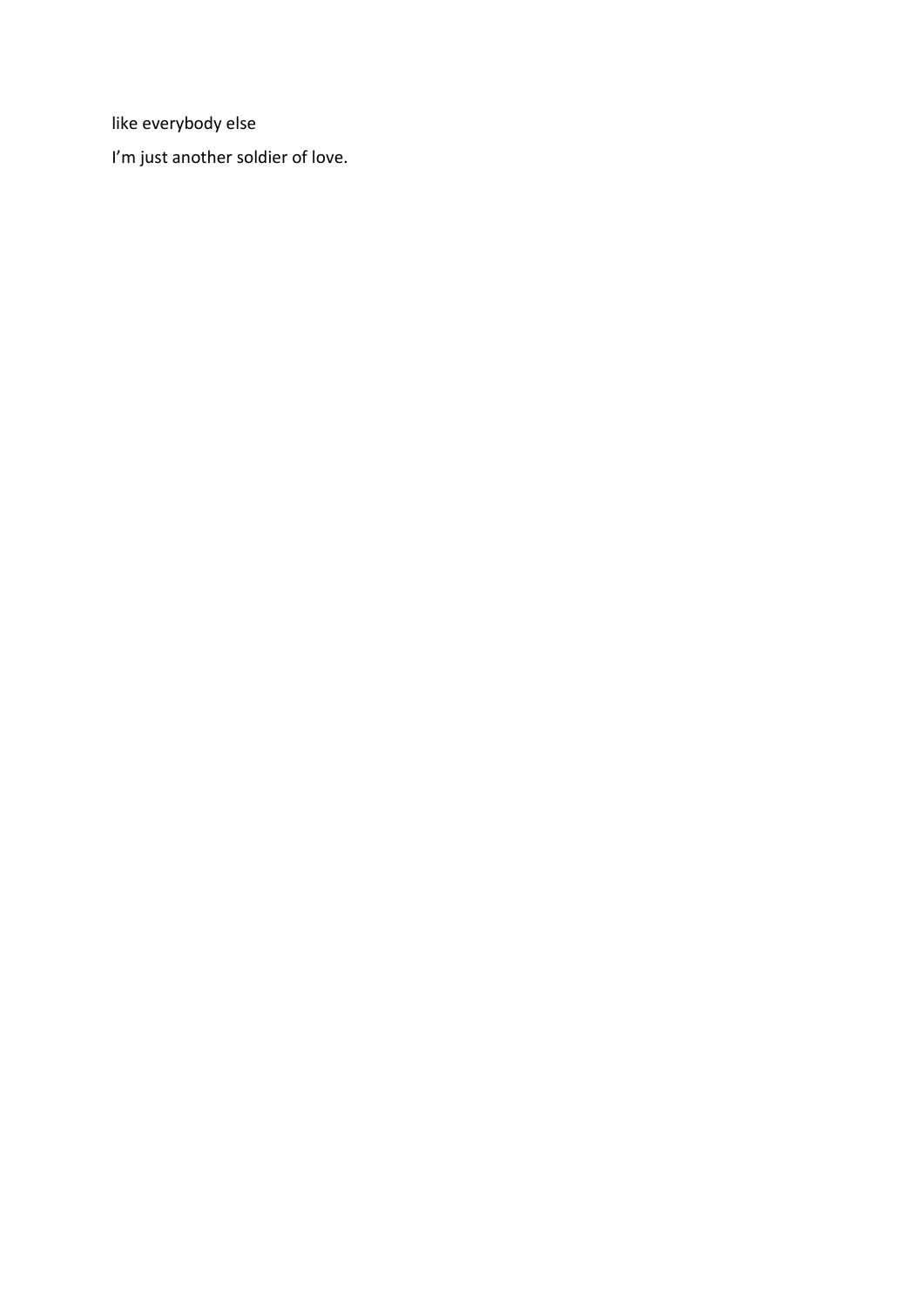like everybody else

I'm just another soldier of love.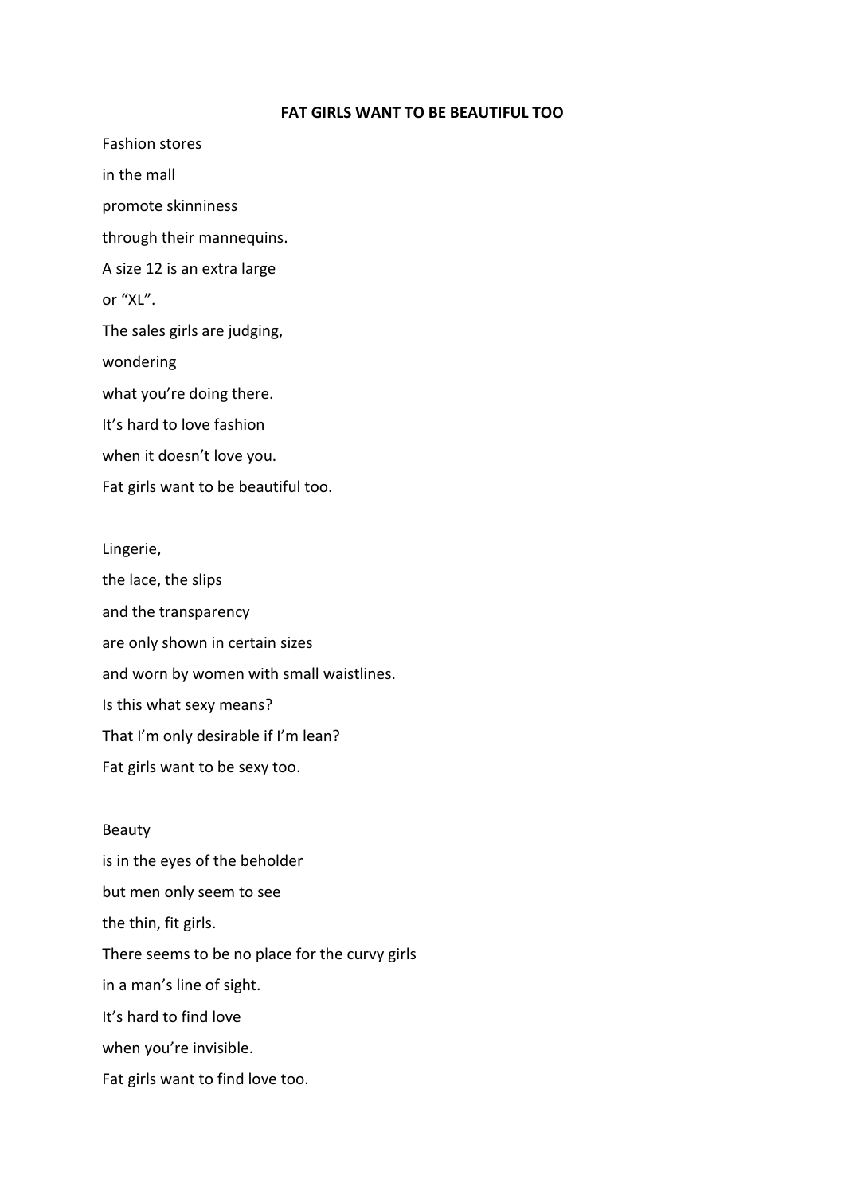**FAT GIRLS WANT TO BE BEAUTIFUL TOO**

Fashion stores
in the mall
promote skinniness
through their mannequins.
A size 12 is an extra large
or "XL".
The sales girls are judging,
wondering
what you're doing there.
It's hard to love fashion
when it doesn't love you.
Fat girls want to be beautiful too.

Lingerie,
the lace, the slips
and the transparency
are only shown in certain sizes
and worn by women with small waistlines.
Is this what sexy means?
That I'm only desirable if I'm lean?
Fat girls want to be sexy too.

Beauty
is in the eyes of the beholder
but men only seem to see
the thin, fit girls.
There seems to be no place for the curvy girls
in a man's line of sight.
It's hard to find love
when you're invisible.
Fat girls want to find love too.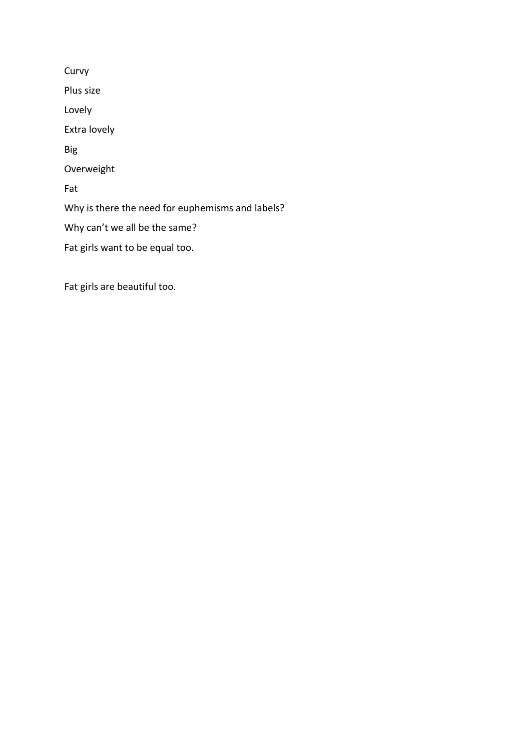Curvy

Plus size

Lovely

Extra lovely

Big

Overweight

Fat

Why is there the need for euphemisms and labels?

Why can't we all be the same?

Fat girls want to be equal too.

Fat girls are beautiful too.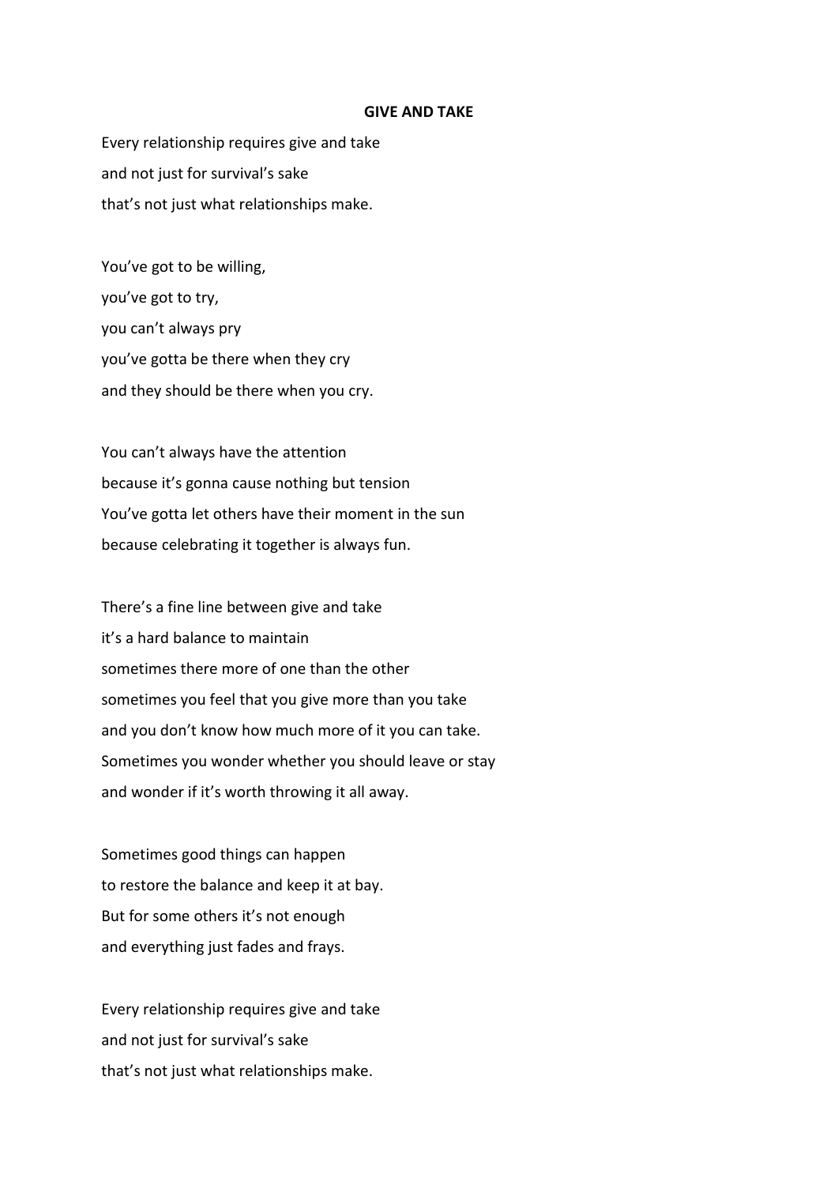**GIVE AND TAKE**

Every relationship requires give and take  
and not just for survival's sake  
that's not just what relationships make.

You've got to be willing,  
you've got to try,  
you can't always pry  
you've gotta be there when they cry  
and they should be there when you cry.

You can't always have the attention  
because it's gonna cause nothing but tension  
You've gotta let others have their moment in the sun  
because celebrating it together is always fun.

There's a fine line between give and take  
it's a hard balance to maintain  
sometimes there more of one than the other  
sometimes you feel that you give more than you take  
and you don't know how much more of it you can take.  
Sometimes you wonder whether you should leave or stay  
and wonder if it's worth throwing it all away.

Sometimes good things can happen  
to restore the balance and keep it at bay.  
But for some others it's not enough  
and everything just fades and frays.

Every relationship requires give and take  
and not just for survival's sake  
that's not just what relationships make.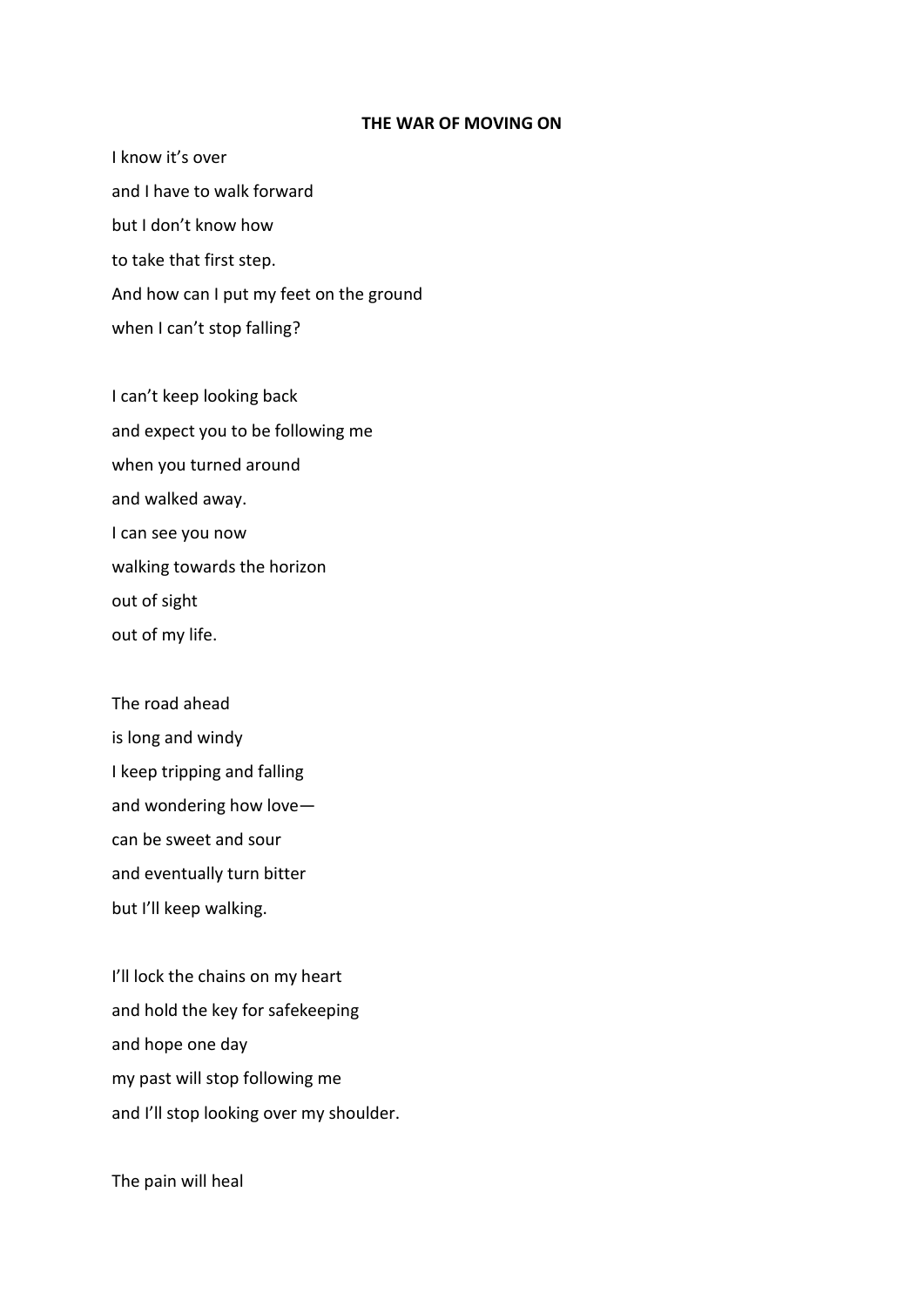**THE WAR OF MOVING ON**

I know it's over  
and I have to walk forward  
but I don't know how  
to take that first step.  
And how can I put my feet on the ground  
when I can't stop falling?

I can't keep looking back  
and expect you to be following me  
when you turned around  
and walked away.  
I can see you now  
walking towards the horizon  
out of sight  
out of my life.

The road ahead  
is long and windy  
I keep tripping and falling  
and wondering how love—  
can be sweet and sour  
and eventually turn bitter  
but I'll keep walking.

I'll lock the chains on my heart  
and hold the key for safekeeping  
and hope one day  
my past will stop following me  
and I'll stop looking over my shoulder.

The pain will heal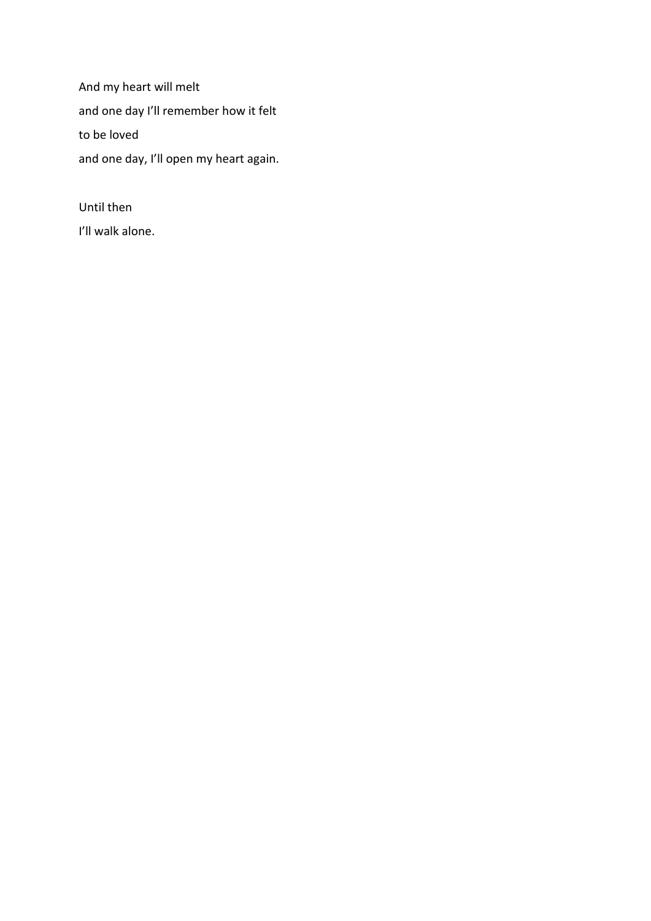And my heart will melt

and one day I'll remember how it felt

to be loved

and one day, I'll open my heart again.

Until then

I'll walk alone.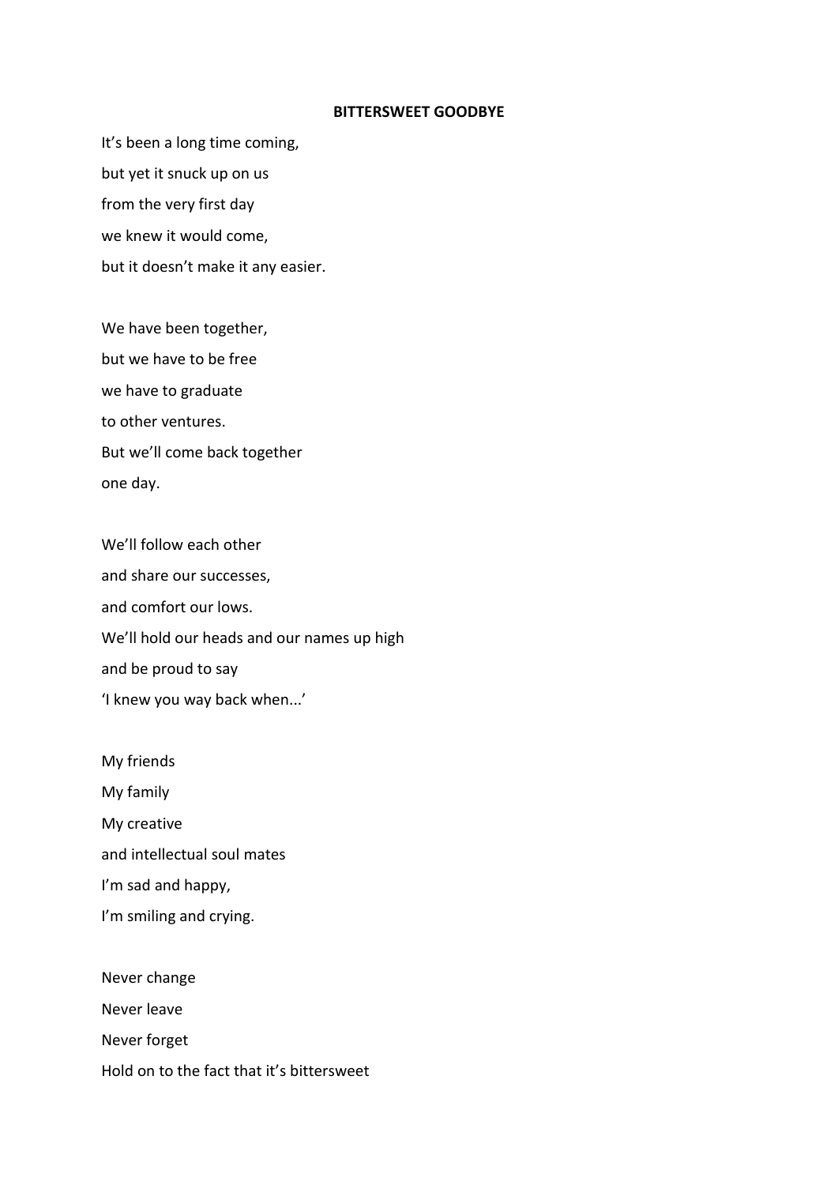**BITTERSWEET GOODBYE**

It’s been a long time coming,
but yet it snuck up on us
from the very first day
we knew it would come,
but it doesn’t make it any easier.

We have been together,
but we have to be free
we have to graduate
to other ventures.
But we’ll come back together
one day.

We’ll follow each other
and share our successes,
and comfort our lows.
We’ll hold our heads and our names up high
and be proud to say
‘I knew you way back when...’

My friends
My family
My creative
and intellectual soul mates
I’m sad and happy,
I’m smiling and crying.

Never change
Never leave
Never forget
Hold on to the fact that it’s bittersweet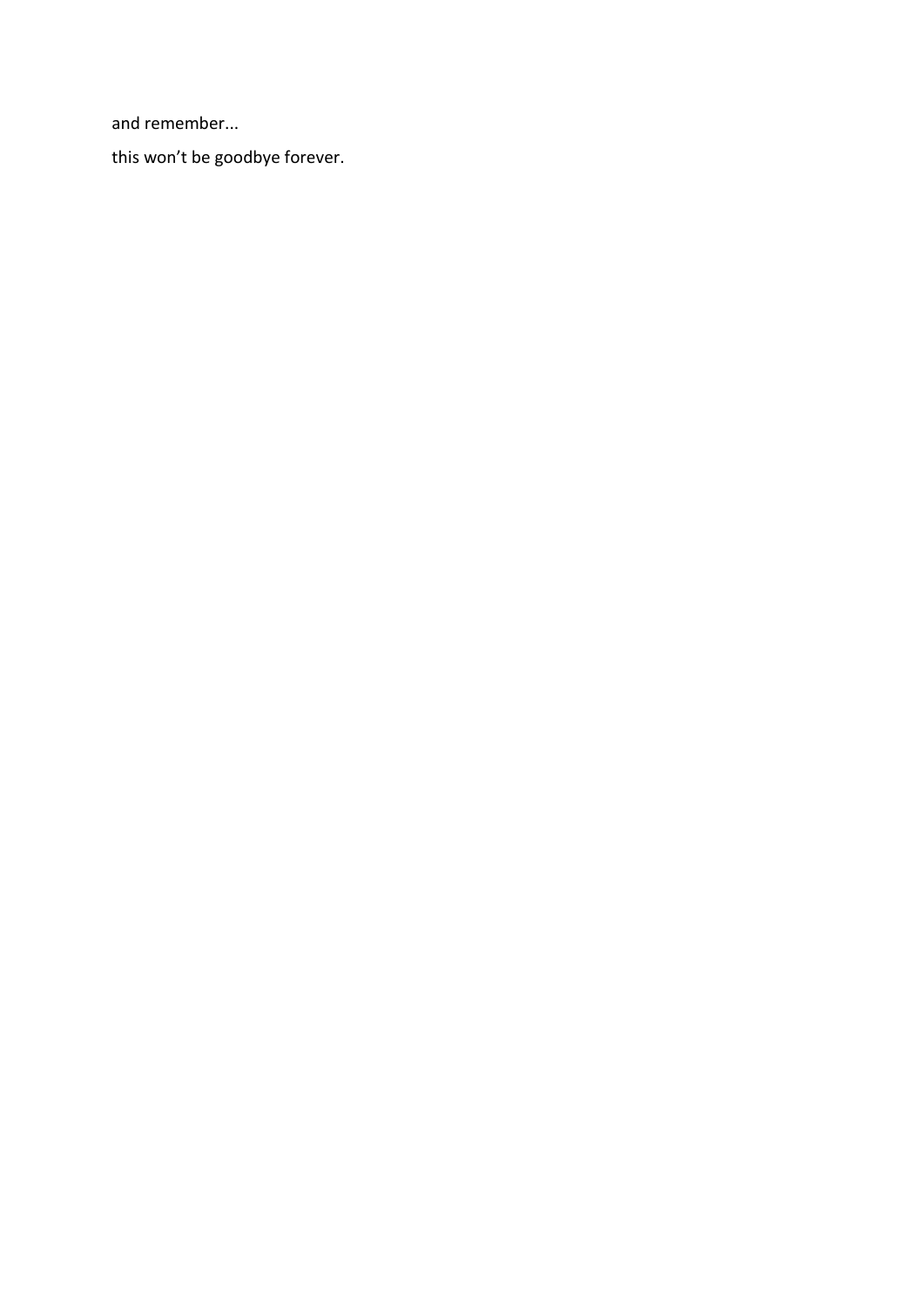and remember...

this won’t be goodbye forever.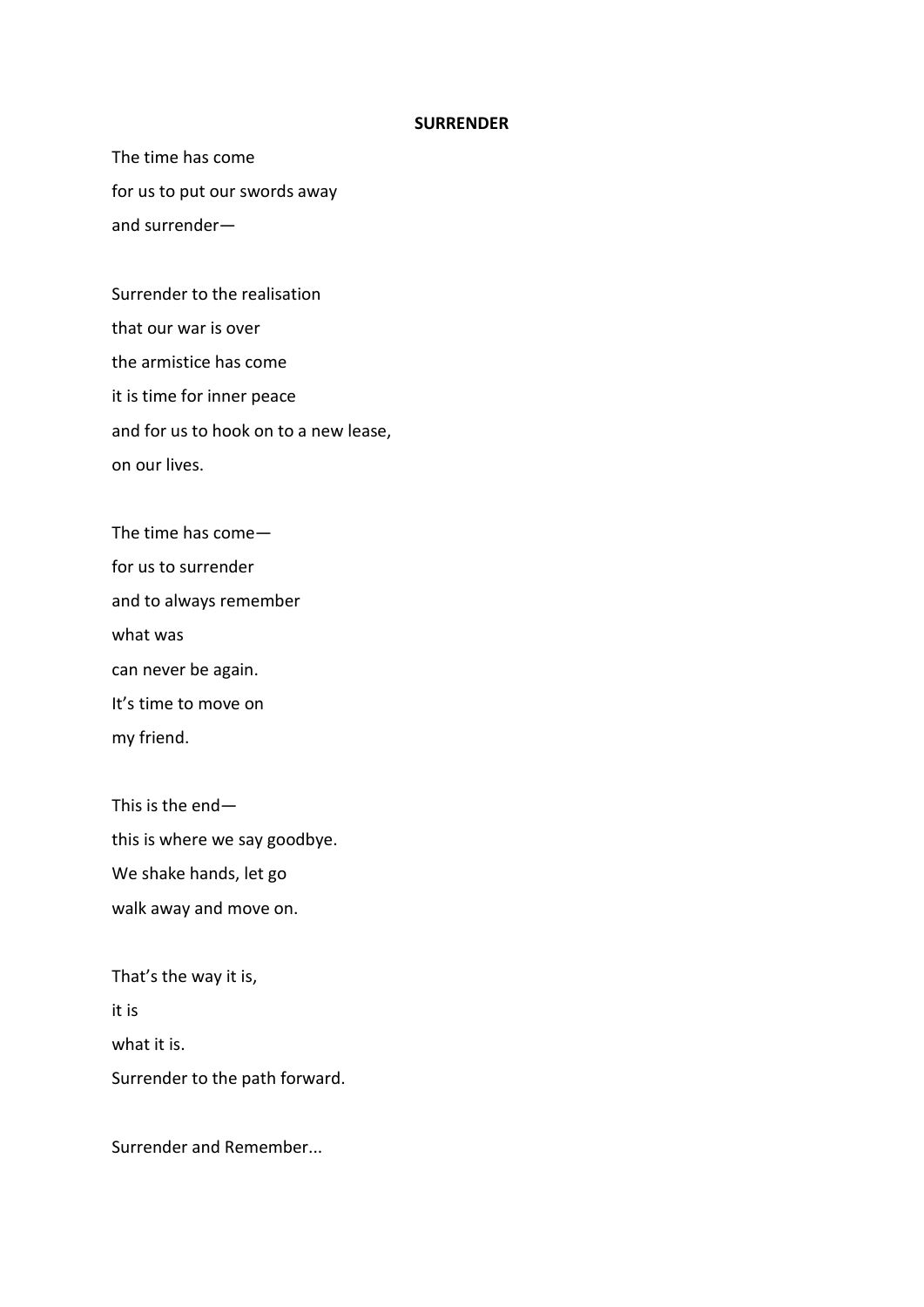**SURRENDER**

The time has come  
for us to put our swords away  
and surrender—

Surrender to the realisation  
that our war is over  
the armistice has come  
it is time for inner peace  
and for us to hook on to a new lease,  
on our lives.

The time has come—  
for us to surrender  
and to always remember  
what was  
can never be again.  
It's time to move on  
my friend.

This is the end—  
this is where we say goodbye.  
We shake hands, let go  
walk away and move on.

That's the way it is,  
it is  
what it is.  
Surrender to the path forward.

Surrender and Remember...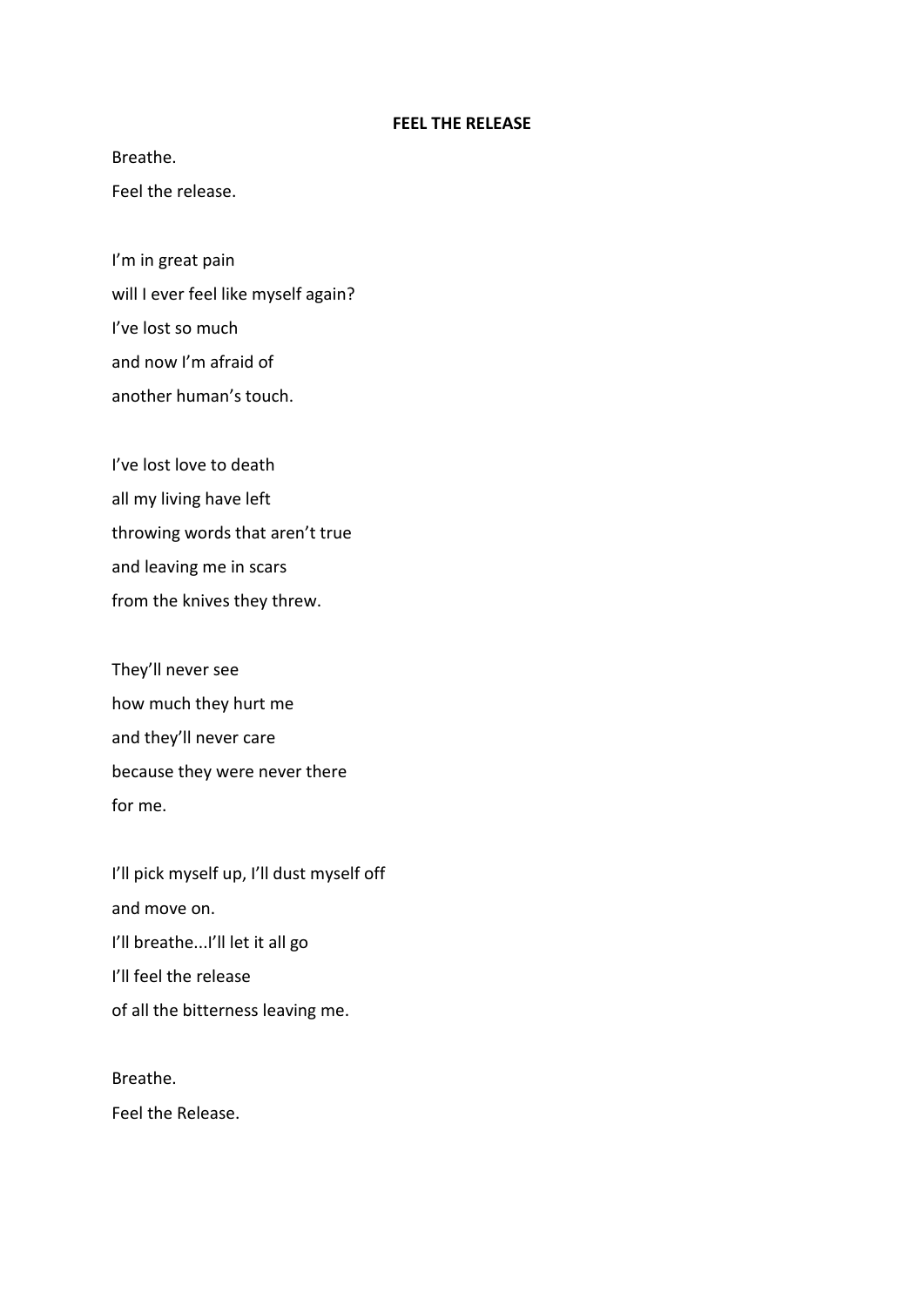**FEEL THE RELEASE**

Breathe.  
Feel the release.

I'm in great pain  
will I ever feel like myself again?  
I've lost so much  
and now I'm afraid of  
another human's touch.

I've lost love to death  
all my living have left  
throwing words that aren't true  
and leaving me in scars  
from the knives they threw.

They'll never see  
how much they hurt me  
and they'll never care  
because they were never there  
for me.

I'll pick myself up, I'll dust myself off  
and move on.  
I'll breathe...I'll let it all go  
I'll feel the release  
of all the bitterness leaving me.

Breathe.  
Feel the Release.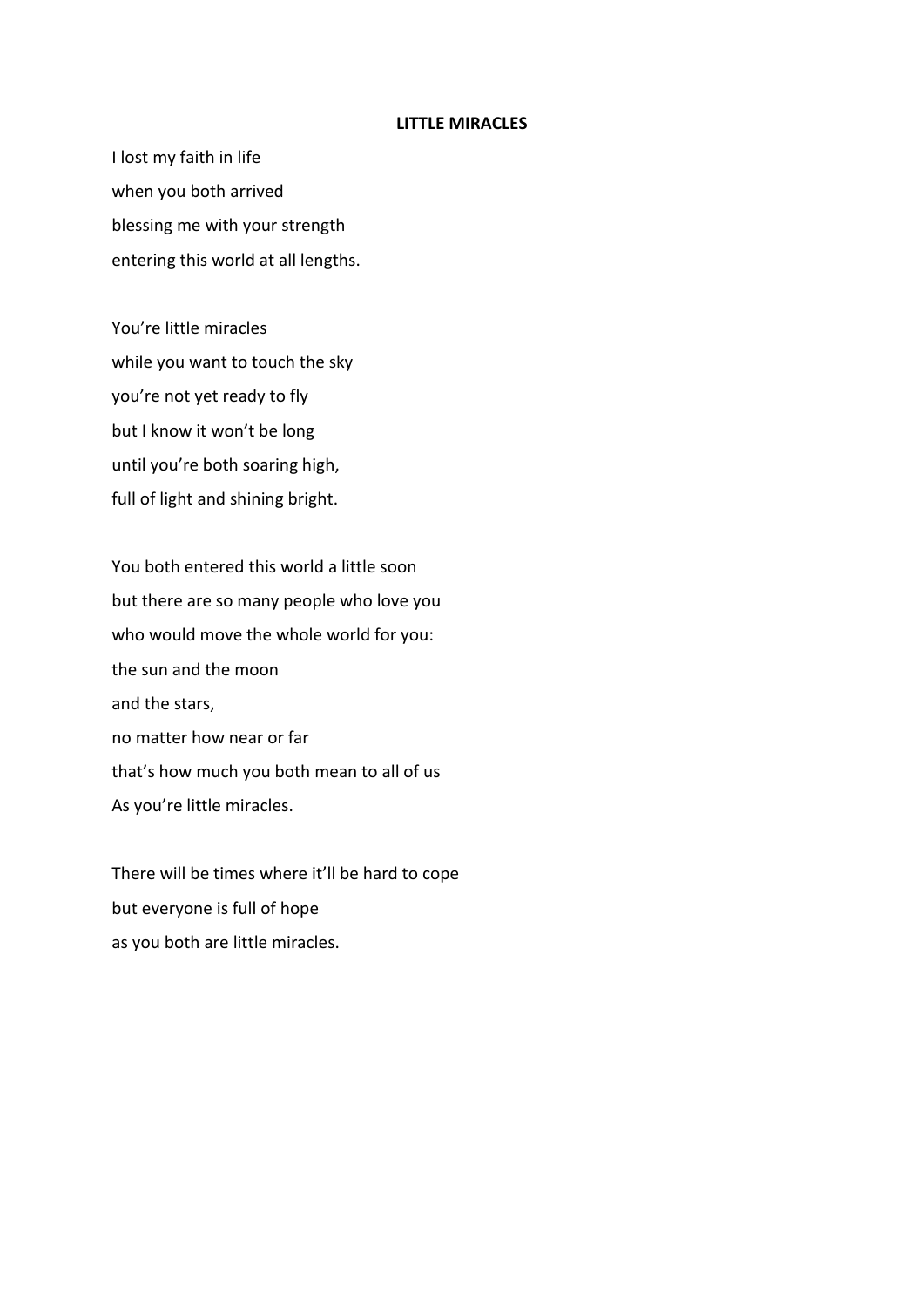**LITTLE MIRACLES**

I lost my faith in life  
when you both arrived  
blessing me with your strength  
entering this world at all lengths.

You're little miracles  
while you want to touch the sky  
you're not yet ready to fly  
but I know it won't be long  
until you're both soaring high,  
full of light and shining bright.

You both entered this world a little soon  
but there are so many people who love you  
who would move the whole world for you:  
the sun and the moon  
and the stars,  
no matter how near or far  
that's how much you both mean to all of us  
As you're little miracles.

There will be times where it'll be hard to cope  
but everyone is full of hope  
as you both are little miracles.